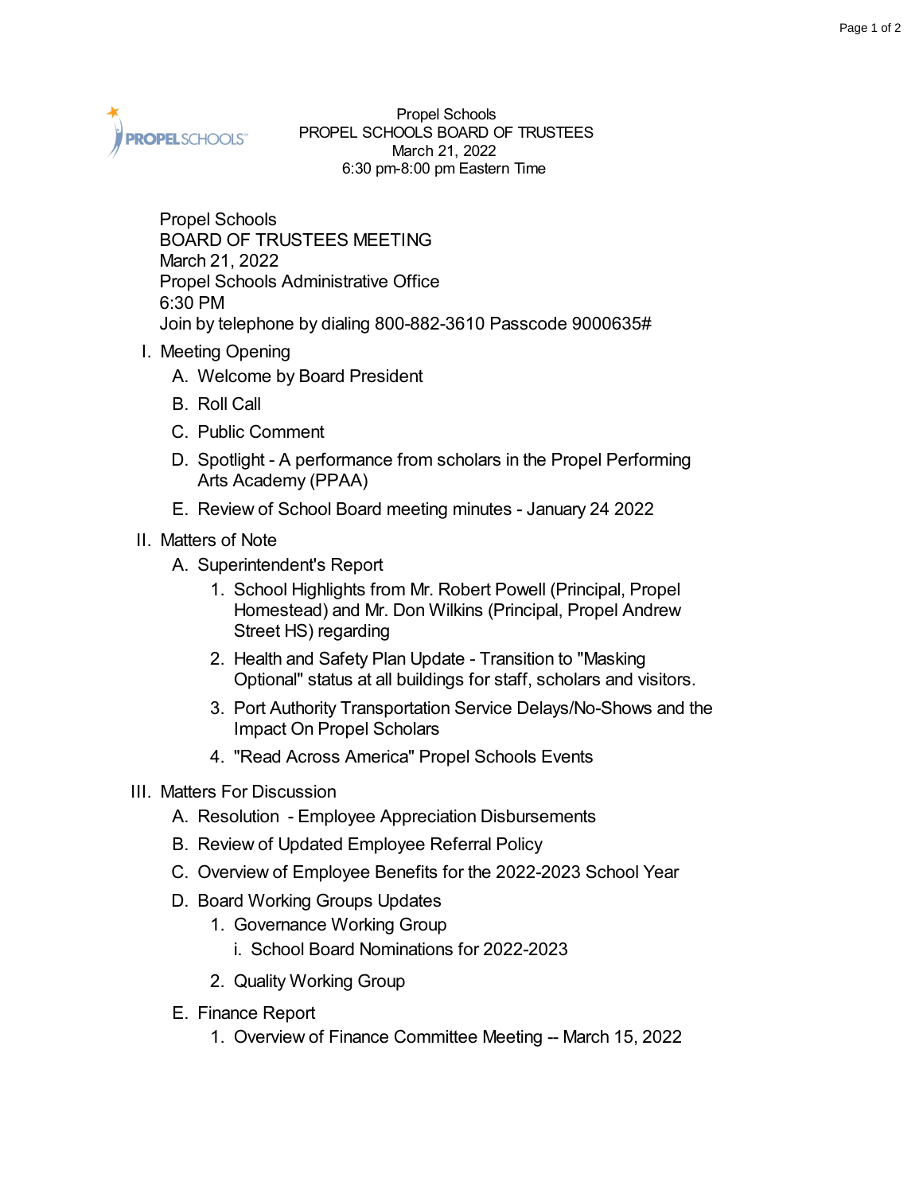Propel Schools
PROPEL SCHOOLS BOARD OF TRUSTEES
March 21, 2022
6:30 pm-8:00 pm Eastern Time

Propel Schools
BOARD OF TRUSTEES MEETING
March 21, 2022
Propel Schools Administrative Office
6:30 PM
Join by telephone by dialing 800-882-3610 Passcode 9000635#

I. Meeting Opening
   A. Welcome by Board President
   B. Roll Call
   C. Public Comment
   D. Spotlight - A performance from scholars in the Propel Performing Arts Academy (PPAA)
   E. Review of School Board meeting minutes - January 24 2022

II. Matters of Note
   A. Superintendent's Report
      1. School Highlights from Mr. Robert Powell (Principal, Propel Homestead) and Mr. Don Wilkins (Principal, Propel Andrew Street HS) regarding
      2. Health and Safety Plan Update - Transition to "Masking Optional" status at all buildings for staff, scholars and visitors.
      3. Port Authority Transportation Service Delays/No-Shows and the Impact On Propel Scholars
      4. "Read Across America" Propel Schools Events

III. Matters For Discussion
   A. Resolution - Employee Appreciation Disbursements
   B. Review of Updated Employee Referral Policy
   C. Overview of Employee Benefits for the 2022-2023 School Year
   D. Board Working Groups Updates
      1. Governance Working Group
         i. School Board Nominations for 2022-2023
      2. Quality Working Group
   E. Finance Report
      1. Overview of Finance Committee Meeting -- March 15, 2022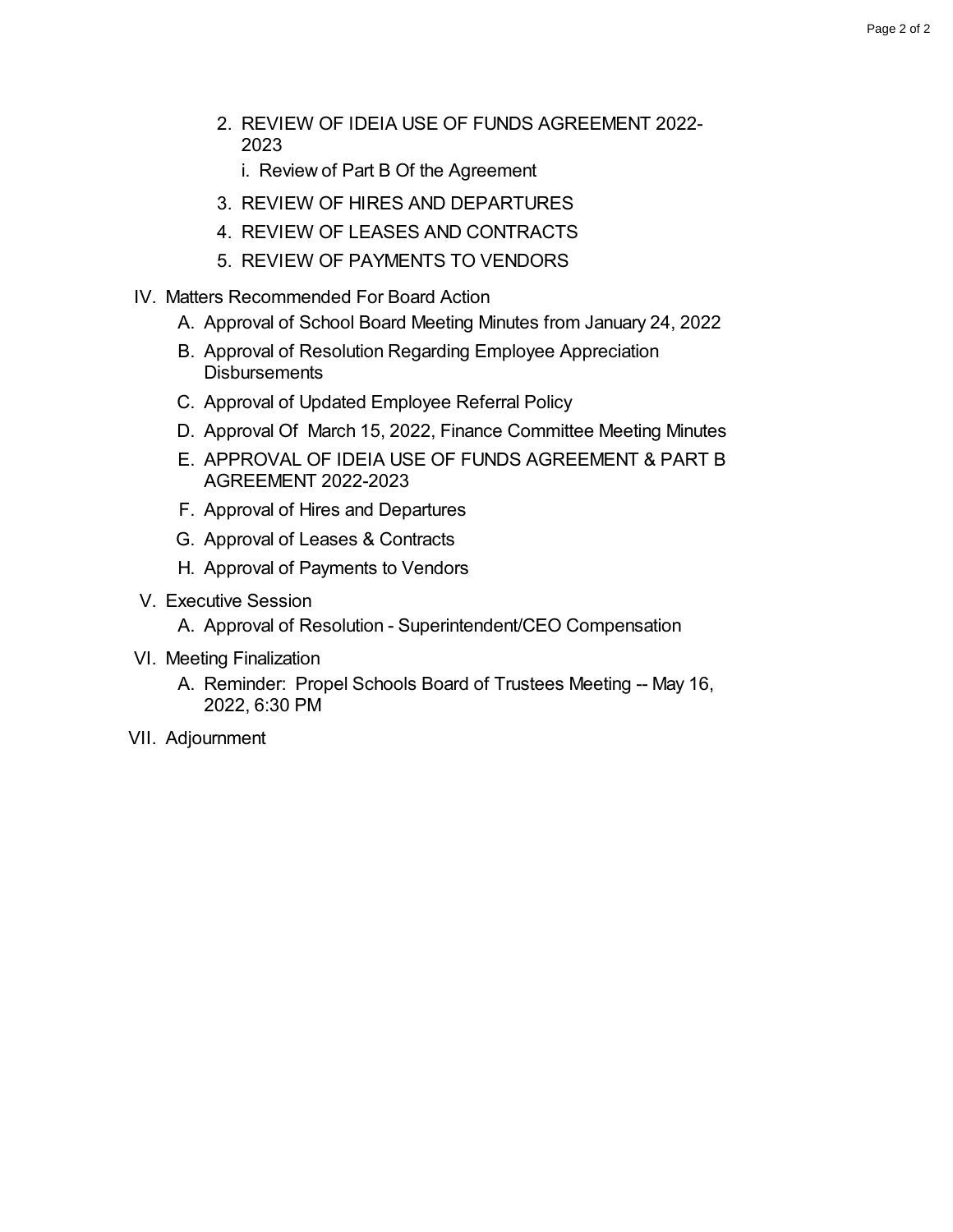2. REVIEW OF IDEIA USE OF FUNDS AGREEMENT 2022-2023
    i. Review of Part B Of the Agreement
3. REVIEW OF HIRES AND DEPARTURES
4. REVIEW OF LEASES AND CONTRACTS
5. REVIEW OF PAYMENTS TO VENDORS

IV. Matters Recommended For Board Action
- A. Approval of School Board Meeting Minutes from January 24, 2022
- B. Approval of Resolution Regarding Employee Appreciation Disbursements
- C. Approval of Updated Employee Referral Policy
- D. Approval Of March 15, 2022, Finance Committee Meeting Minutes
- E. APPROVAL OF IDEIA USE OF FUNDS AGREEMENT & PART B AGREEMENT 2022-2023
- F. Approval of Hires and Departures
- G. Approval of Leases & Contracts
- H. Approval of Payments to Vendors

V. Executive Session
- A. Approval of Resolution - Superintendent/CEO Compensation

VI. Meeting Finalization
- A. Reminder: Propel Schools Board of Trustees Meeting -- May 16, 2022, 6:30 PM

VII. Adjournment